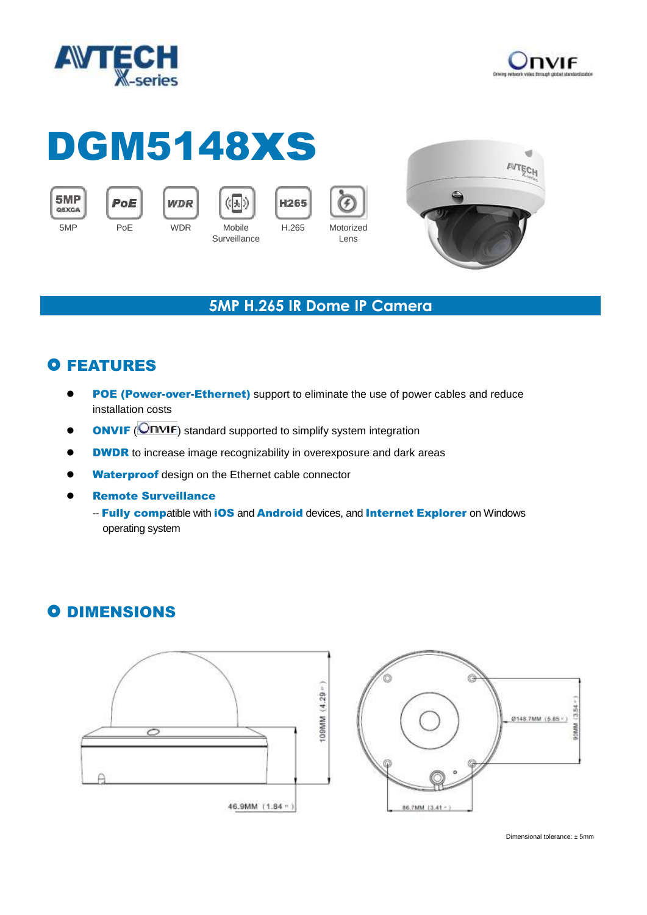# DGM5148XS

5MP | PoE | WDR | Mobile Surveillance | H.265 | Motorized Lens

## 5MP H.265 IR Dome IP Camera

## FEATURES

- **POE (Power-over-Ethernet)** support to eliminate the use of power cables and reduce installation costs
- **ONVIF** (ONVIF) standard supported to simplify system integration
- **DWDR** to increase image recognizability in overexposure and dark areas
- **Waterproof** design on the Ethernet cable connector
- **Remote Surveillance**
  -- **Fully comp**atible with **iOS** and **Android** devices, and **Internet Explorer** on Windows operating system

## DIMENSIONS

109MM (4.29")

46.9MM (1.84")

Ø148.7MM (5.85")

90MM (3.54")

86.7MM (3.41")

Dimensional tolerance: ± 5mm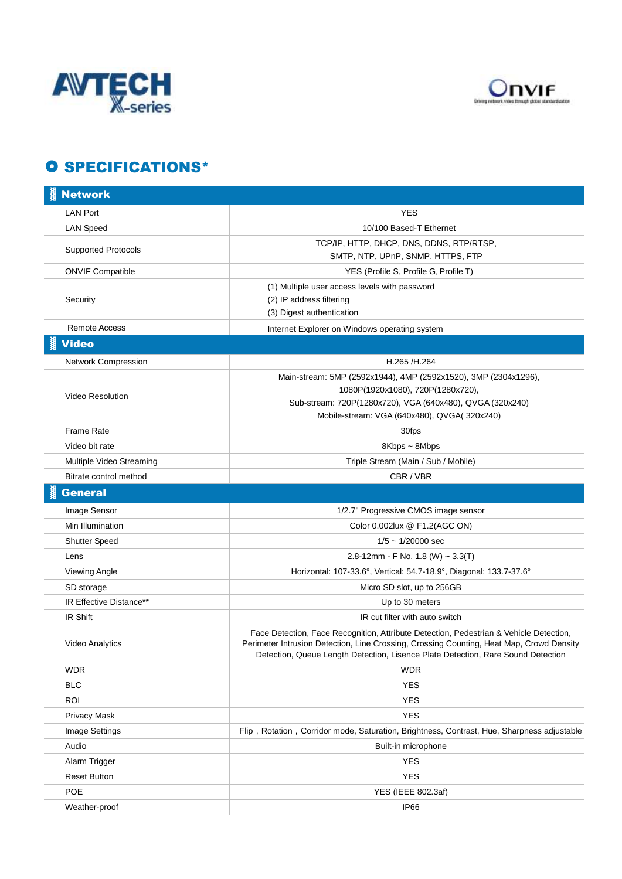## SPECIFICATIONS*

| **Network** | |
|---|---|
| LAN Port | YES |
| LAN Speed | 10/100 Based-T Ethernet |
| Supported Protocols | TCP/IP, HTTP, DHCP, DNS, DDNS, RTP/RTSP, SMTP, NTP, UPnP, SNMP, HTTPS, FTP |
| ONVIF Compatible | YES (Profile S, Profile G, Profile T) |
| Security | (1) Multiple user access levels with password<br>(2) IP address filtering<br>(3) Digest authentication |
| Remote Access | Internet Explorer on Windows operating system |
| **Video** | |
| Network Compression | H.265 /H.264 |
| Video Resolution | Main-stream: 5MP (2592x1944), 4MP (2592x1520), 3MP (2304x1296), 1080P(1920x1080), 720P(1280x720),<br>Sub-stream: 720P(1280x720), VGA (640x480), QVGA (320x240)<br>Mobile-stream: VGA (640x480), QVGA( 320x240) |
| Frame Rate | 30fps |
| Video bit rate | 8Kbps ~ 8Mbps |
| Multiple Video Streaming | Triple Stream (Main / Sub / Mobile) |
| Bitrate control method | CBR / VBR |
| **General** | |
| Image Sensor | 1/2.7" Progressive CMOS image sensor |
| Min Illumination | Color 0.002lux @ F1.2(AGC ON) |
| Shutter Speed | 1/5 ~ 1/20000 sec |
| Lens | 2.8-12mm - F No. 1.8 (W) ~ 3.3(T) |
| Viewing Angle | Horizontal: 107-33.6°, Vertical: 54.7-18.9°, Diagonal: 133.7-37.6° |
| SD storage | Micro SD slot, up to 256GB |
| IR Effective Distance** | Up to 30 meters |
| IR Shift | IR cut filter with auto switch |
| Video Analytics | Face Detection, Face Recognition, Attribute Detection, Pedestrian & Vehicle Detection, Perimeter Intrusion Detection, Line Crossing, Crossing Counting, Heat Map, Crowd Density Detection, Queue Length Detection, Lisence Plate Detection, Rare Sound Detection |
| WDR | WDR |
| BLC | YES |
| ROI | YES |
| Privacy Mask | YES |
| Image Settings | Flip，Rotation，Corridor mode, Saturation, Brightness, Contrast, Hue, Sharpness adjustable |
| Audio | Built-in microphone |
| Alarm Trigger | YES |
| Reset Button | YES |
| POE | YES (IEEE 802.3af) |
| Weather-proof | IP66 |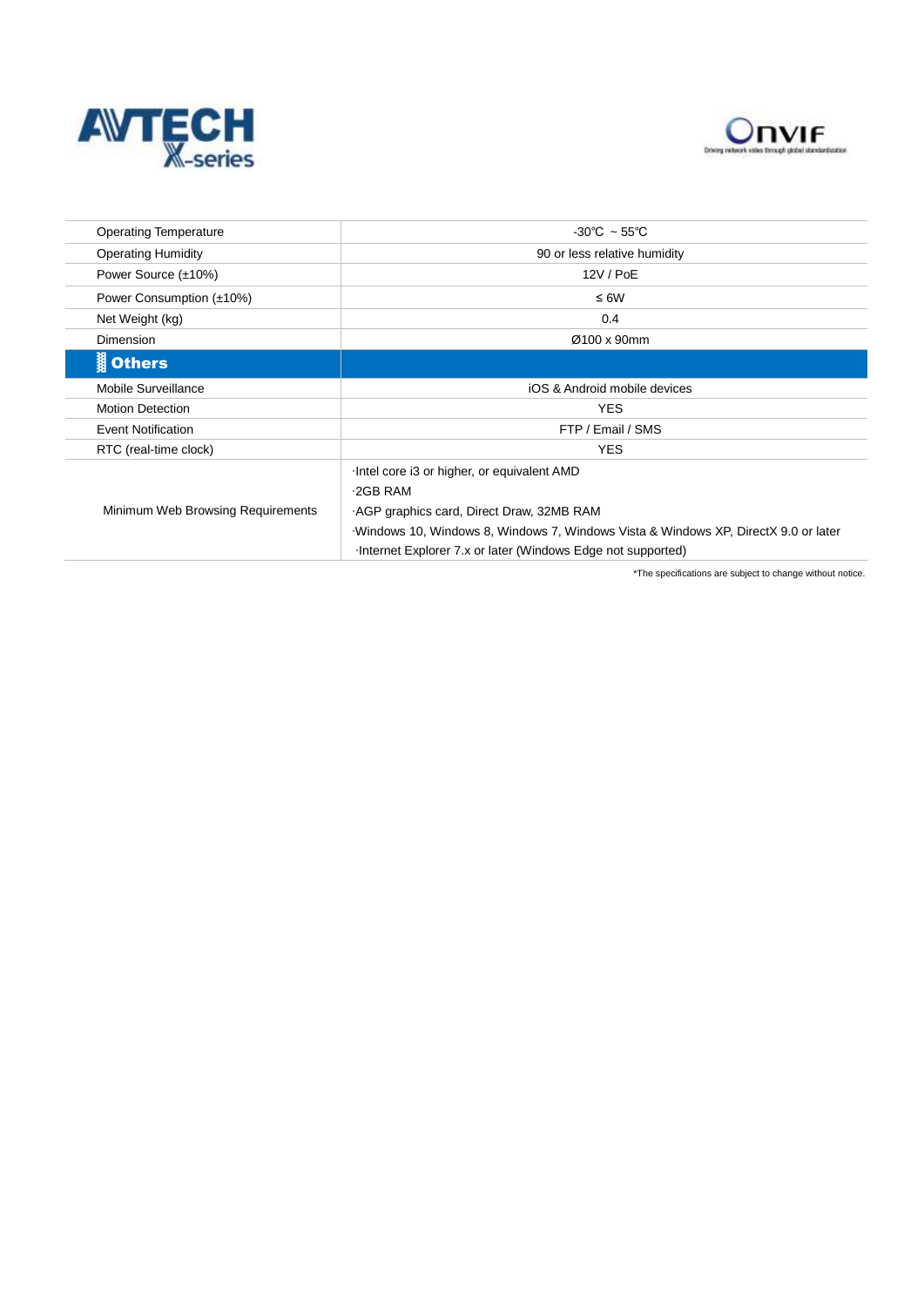| | |
|---|---|
| Operating Temperature | -30℃ ~ 55℃ |
| Operating Humidity | 90 or less relative humidity |
| Power Source (±10%) | 12V / PoE |
| Power Consumption (±10%) | ≤ 6W |
| Net Weight (kg) | 0.4 |
| Dimension | Ø100 x 90mm |
| **Others** | |
| Mobile Surveillance | iOS & Android mobile devices |
| Motion Detection | YES |
| Event Notification | FTP / Email / SMS |
| RTC (real-time clock) | YES |
| Minimum Web Browsing Requirements | ·Intel core i3 or higher, or equivalent AMD<br>·2GB RAM<br>·AGP graphics card, Direct Draw, 32MB RAM<br>·Windows 10, Windows 8, Windows 7, Windows Vista & Windows XP, DirectX 9.0 or later<br>·Internet Explorer 7.x or later (Windows Edge not supported) |

*The specifications are subject to change without notice.